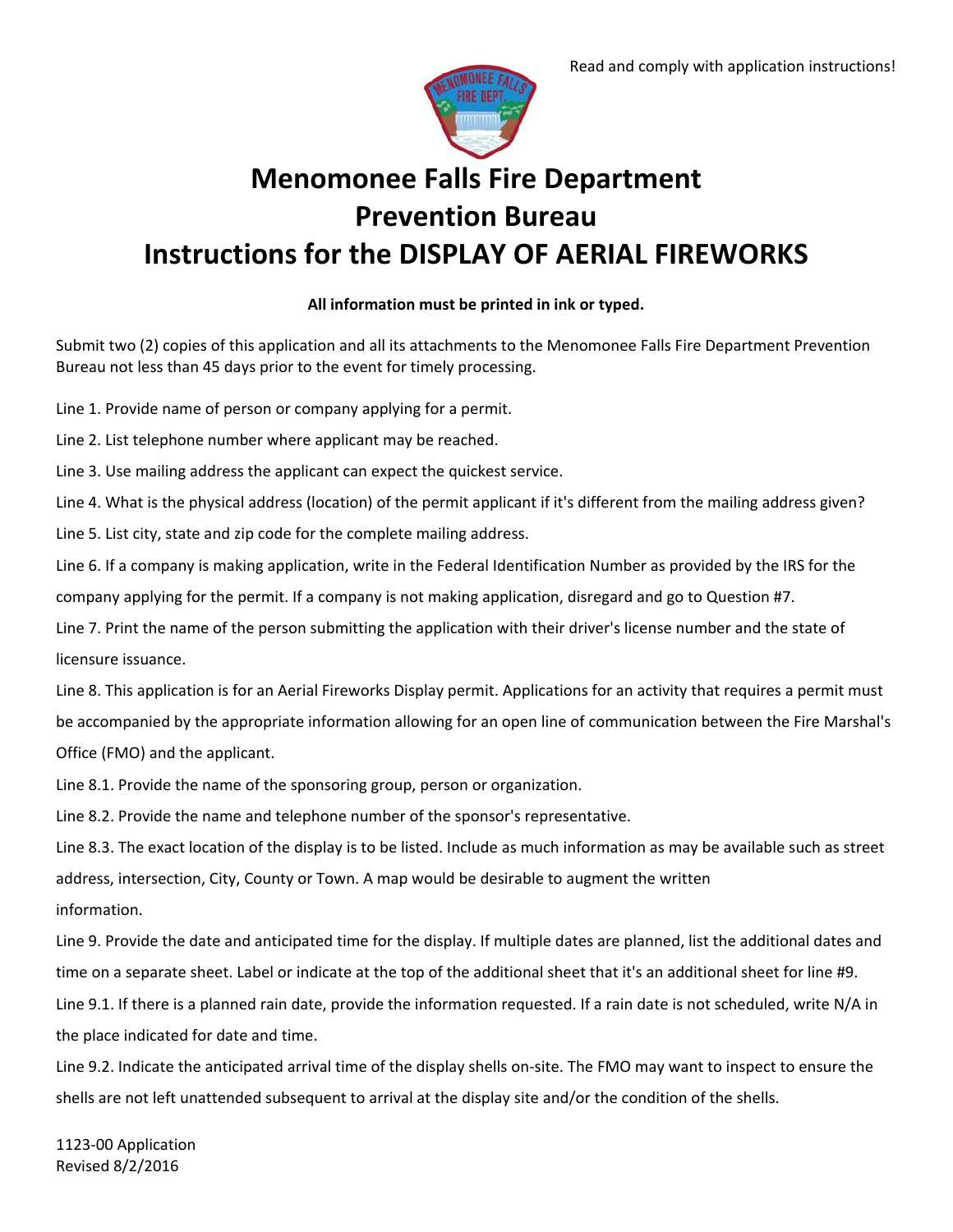Read and comply with application instructions!

# Menomonee Falls Fire Department
# Prevention Bureau
# Instructions for the DISPLAY OF AERIAL FIREWORKS

**All information must be printed in ink or typed.**

Submit two (2) copies of this application and all its attachments to the Menomonee Falls Fire Department Prevention Bureau not less than 45 days prior to the event for timely processing.

Line 1. Provide name of person or company applying for a permit.

Line 2. List telephone number where applicant may be reached.

Line 3. Use mailing address the applicant can expect the quickest service.

Line 4. What is the physical address (location) of the permit applicant if it's different from the mailing address given?

Line 5. List city, state and zip code for the complete mailing address.

Line 6. If a company is making application, write in the Federal Identification Number as provided by the IRS for the company applying for the permit. If a company is not making application, disregard and go to Question #7.

Line 7. Print the name of the person submitting the application with their driver's license number and the state of licensure issuance.

Line 8. This application is for an Aerial Fireworks Display permit. Applications for an activity that requires a permit must be accompanied by the appropriate information allowing for an open line of communication between the Fire Marshal's Office (FMO) and the applicant.

Line 8.1. Provide the name of the sponsoring group, person or organization.

Line 8.2. Provide the name and telephone number of the sponsor's representative.

Line 8.3. The exact location of the display is to be listed. Include as much information as may be available such as street address, intersection, City, County or Town. A map would be desirable to augment the written information.

Line 9. Provide the date and anticipated time for the display. If multiple dates are planned, list the additional dates and time on a separate sheet. Label or indicate at the top of the additional sheet that it's an additional sheet for line #9.

Line 9.1. If there is a planned rain date, provide the information requested. If a rain date is not scheduled, write N/A in the place indicated for date and time.

Line 9.2. Indicate the anticipated arrival time of the display shells on-site. The FMO may want to inspect to ensure the shells are not left unattended subsequent to arrival at the display site and/or the condition of the shells.

1123-00 Application
Revised 8/2/2016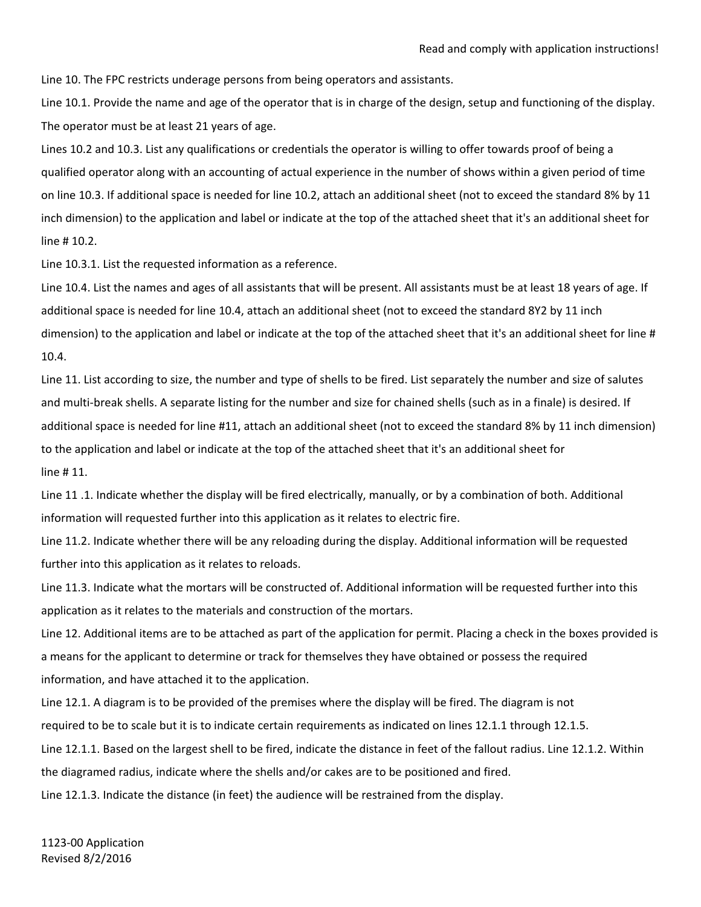Line 10. The FPC restricts underage persons from being operators and assistants.

Line 10.1. Provide the name and age of the operator that is in charge of the design, setup and functioning of the display. The operator must be at least 21 years of age.

Lines 10.2 and 10.3. List any qualifications or credentials the operator is willing to offer towards proof of being a qualified operator along with an accounting of actual experience in the number of shows within a given period of time on line 10.3. If additional space is needed for line 10.2, attach an additional sheet (not to exceed the standard 8% by 11 inch dimension) to the application and label or indicate at the top of the attached sheet that it's an additional sheet for line # 10.2.

Line 10.3.1. List the requested information as a reference.

Line 10.4. List the names and ages of all assistants that will be present. All assistants must be at least 18 years of age. If additional space is needed for line 10.4, attach an additional sheet (not to exceed the standard 8Y2 by 11 inch dimension) to the application and label or indicate at the top of the attached sheet that it's an additional sheet for line # 10.4.

Line 11. List according to size, the number and type of shells to be fired. List separately the number and size of salutes and multi-break shells. A separate listing for the number and size for chained shells (such as in a finale) is desired. If additional space is needed for line #11, attach an additional sheet (not to exceed the standard 8% by 11 inch dimension) to the application and label or indicate at the top of the attached sheet that it's an additional sheet for line # 11.

Line 11 .1. Indicate whether the display will be fired electrically, manually, or by a combination of both. Additional information will requested further into this application as it relates to electric fire.

Line 11.2. Indicate whether there will be any reloading during the display. Additional information will be requested further into this application as it relates to reloads.

Line 11.3. Indicate what the mortars will be constructed of. Additional information will be requested further into this application as it relates to the materials and construction of the mortars.

Line 12. Additional items are to be attached as part of the application for permit. Placing a check in the boxes provided is a means for the applicant to determine or track for themselves they have obtained or possess the required information, and have attached it to the application.

Line 12.1. A diagram is to be provided of the premises where the display will be fired. The diagram is not required to be to scale but it is to indicate certain requirements as indicated on lines 12.1.1 through 12.1.5.

Line 12.1.1. Based on the largest shell to be fired, indicate the distance in feet of the fallout radius. Line 12.1.2. Within the diagramed radius, indicate where the shells and/or cakes are to be positioned and fired.

Line 12.1.3. Indicate the distance (in feet) the audience will be restrained from the display.

1123-00 Application
Revised 8/2/2016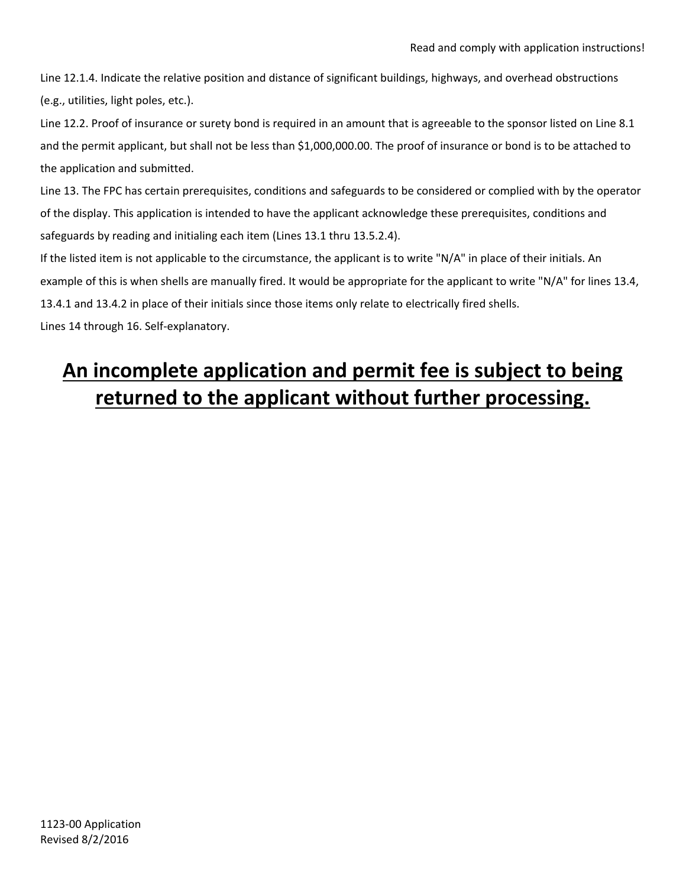Line 12.1.4. Indicate the relative position and distance of significant buildings, highways, and overhead obstructions (e.g., utilities, light poles, etc.).

Line 12.2. Proof of insurance or surety bond is required in an amount that is agreeable to the sponsor listed on Line 8.1 and the permit applicant, but shall not be less than $1,000,000.00. The proof of insurance or bond is to be attached to the application and submitted.

Line 13. The FPC has certain prerequisites, conditions and safeguards to be considered or complied with by the operator of the display. This application is intended to have the applicant acknowledge these prerequisites, conditions and safeguards by reading and initialing each item (Lines 13.1 thru 13.5.2.4).

If the listed item is not applicable to the circumstance, the applicant is to write "N/A" in place of their initials. An example of this is when shells are manually fired. It would be appropriate for the applicant to write "N/A" for lines 13.4, 13.4.1 and 13.4.2 in place of their initials since those items only relate to electrically fired shells.

Lines 14 through 16. Self-explanatory.

## **<u>An incomplete application and permit fee is subject to being returned to the applicant without further processing.</u>**

1123-00 Application
Revised 8/2/2016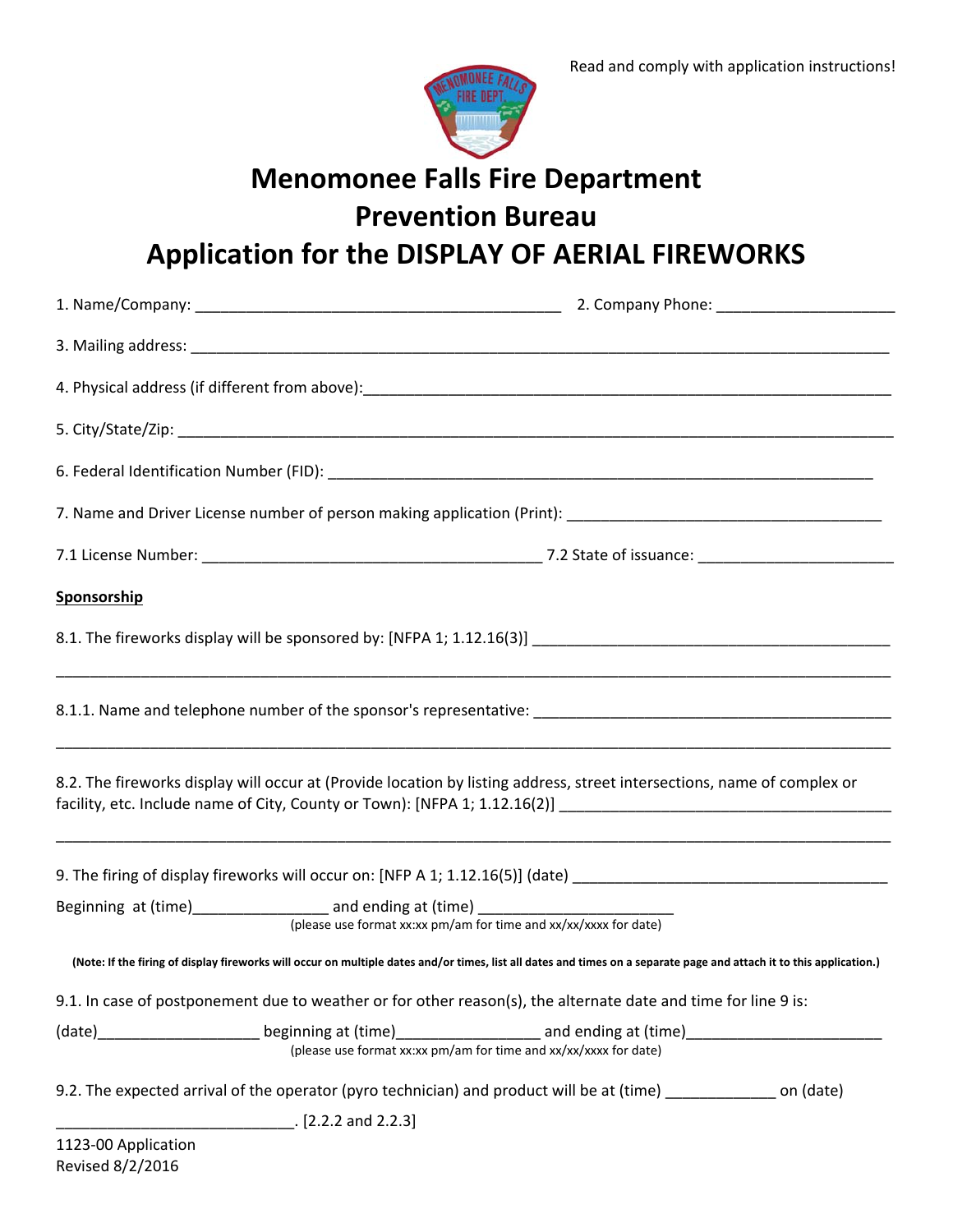Read and comply with application instructions!

# Menomonee Falls Fire Department
# Prevention Bureau
# Application for the DISPLAY OF AERIAL FIREWORKS

1. Name/Company: ___________________________________________ 2. Company Phone: ____________________

3. Mailing address: ________________________________________________________________________________

4. Physical address (if different from above):______________________________________________________________

5. City/State/Zip: __________________________________________________________________________________

6. Federal Identification Number (FID): ________________________________________________________________

7. Name and Driver License number of person making application (Print): _____________________________________

7.1 License Number: ________________________________________ 7.2 State of issuance: ______________________

**Sponsorship**

8.1. The fireworks display will be sponsored by: [NFPA 1; 1.12.16(3)] __________________________________________

_____________________________________________________________________________________________

8.1.1. Name and telephone number of the sponsor's representative: ___________________________________________

_____________________________________________________________________________________________

8.2. The fireworks display will occur at (Provide location by listing address, street intersections, name of complex or facility, etc. Include name of City, County or Town): [NFPA 1; 1.12.16(2)] _____________________________________

_____________________________________________________________________________________________

9. The firing of display fireworks will occur on: [NFP A 1; 1.12.16(5)] (date) ____________________________________

Beginning at (time)_______________ and ending at (time) ______________________
(please use format xx:xx pm/am for time and xx/xx/xxxx for date)

**(Note: If the firing of display fireworks will occur on multiple dates and/or times, list all dates and times on a separate page and attach it to this application.)**

9.1. In case of postponement due to weather or for other reason(s), the alternate date and time for line 9 is:

(date)__________________ beginning at (time)________________ and ending at (time)______________________
(please use format xx:xx pm/am for time and xx/xx/xxxx for date)

9.2. The expected arrival of the operator (pyro technician) and product will be at (time) ____________ on (date)

___________________________. [2.2.2 and 2.2.3]

1123-00 Application
Revised 8/2/2016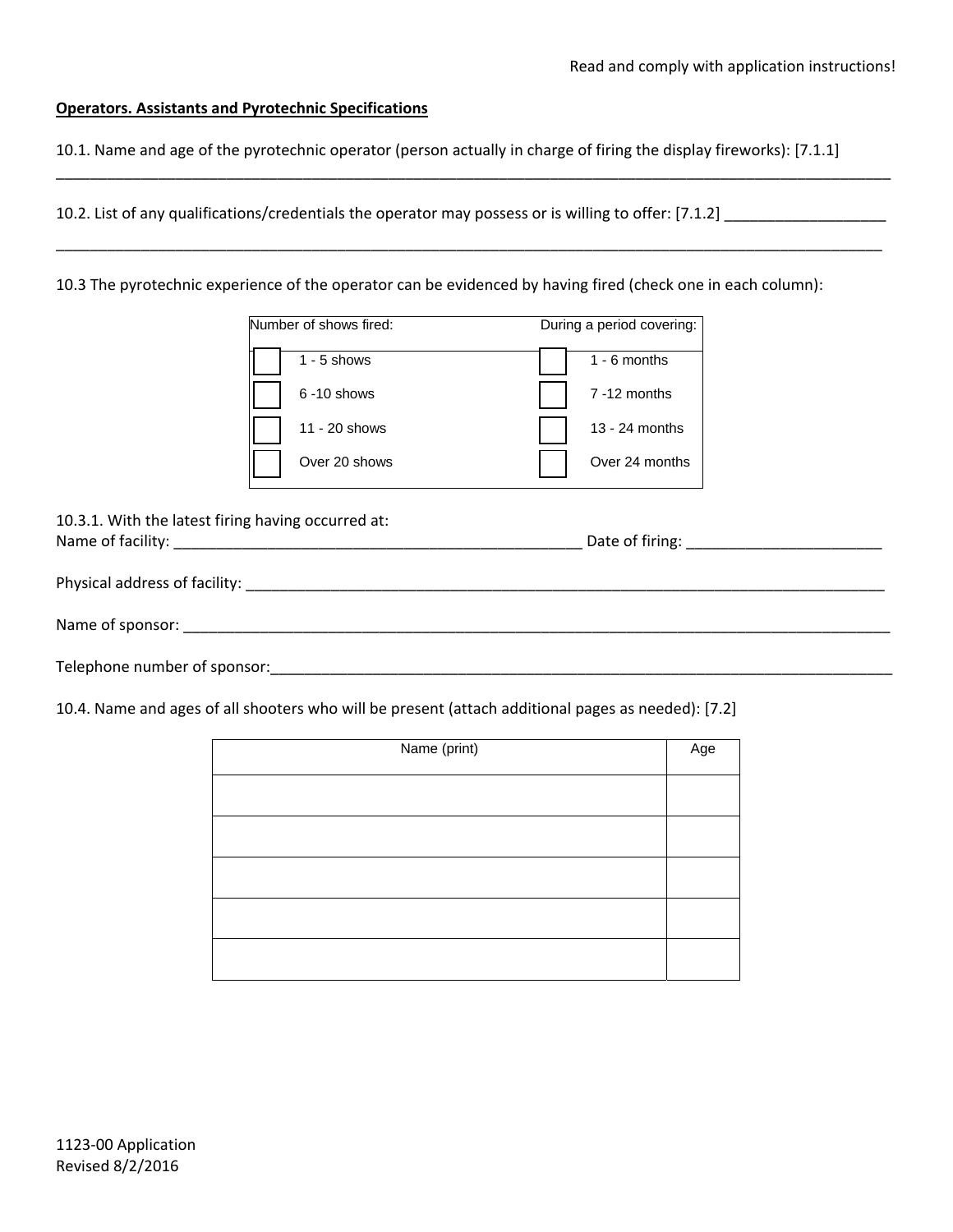Read and comply with application instructions!

**Operators. Assistants and Pyrotechnic Specifications**

10.1. Name and age of the pyrotechnic operator (person actually in charge of firing the display fireworks): [7.1.1]

_______________________________________________________________________________________________

10.2. List of any qualifications/credentials the operator may possess or is willing to offer: [7.1.2] ___________________

_______________________________________________________________________________________________

10.3 The pyrotechnic experience of the operator can be evidenced by having fired (check one in each column):

| Number of shows fired: | During a period covering: |
|---|---|
| ☐ 1 - 5 shows | ☐ 1 - 6 months |
| ☐ 6 -10 shows | ☐ 7 -12 months |
| ☐ 11 - 20 shows | ☐ 13 - 24 months |
| ☐ Over 20 shows | ☐ Over 24 months |

10.3.1. With the latest firing having occurred at:
Name of facility: _______________________________________________ Date of firing: _______________________

Physical address of facility: _____________________________________________________________________________

Name of sponsor: ________________________________________________________________________________________

Telephone number of sponsor:_____________________________________________________________________________

10.4. Name and ages of all shooters who will be present (attach additional pages as needed): [7.2]

| Name (print) | Age |
|---|---|
| | |
| | |
| | |
| | |
| | |

1123-00 Application
Revised 8/2/2016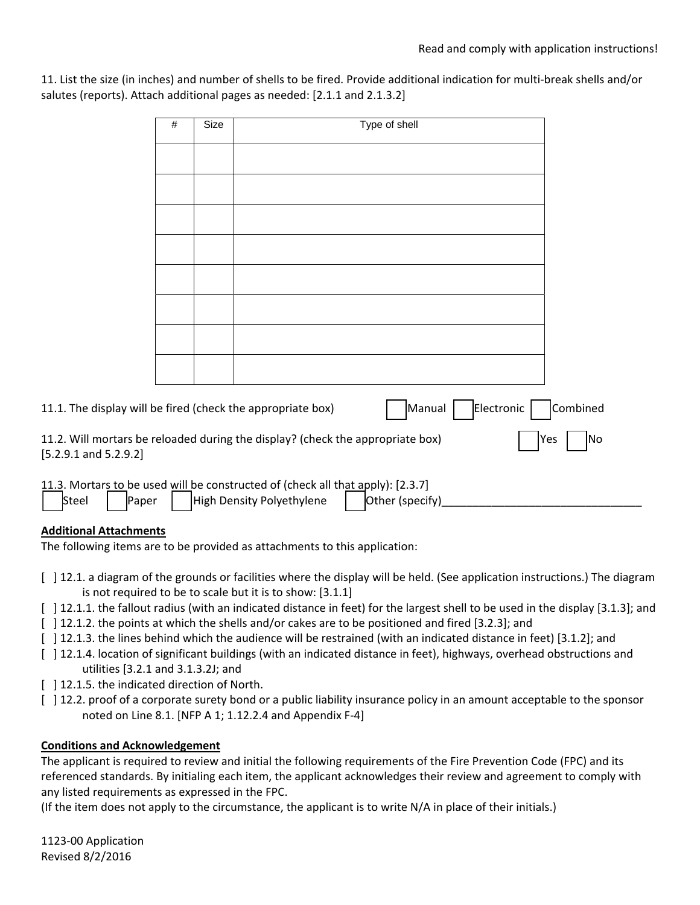Read and comply with application instructions!

11. List the size (in inches) and number of shells to be fired. Provide additional indication for multi-break shells and/or salutes (reports). Attach additional pages as needed: [2.1.1 and 2.1.3.2]

| # | Size | Type of shell |
|---|---|---|
| | | |
| | | |
| | | |
| | | |
| | | |
| | | |
| | | |
| | | |

11.1. The display will be fired (check the appropriate box) [ ] Manual [ ] Electronic [ ] Combined

11.2. Will mortars be reloaded during the display? (check the appropriate box) [ ] Yes [ ] No
[5.2.9.1 and 5.2.9.2]

11.3. Mortars to be used will be constructed of (check all that apply): [2.3.7]
[ ] Steel [ ] Paper [ ] High Density Polyethylene [ ] Other (specify)________________________________

**Additional Attachments**

The following items are to be provided as attachments to this application:

[ ] 12.1. a diagram of the grounds or facilities where the display will be held. (See application instructions.) The diagram is not required to be to scale but it is to show: [3.1.1]
[ ] 12.1.1. the fallout radius (with an indicated distance in feet) for the largest shell to be used in the display [3.1.3]; and
[ ] 12.1.2. the points at which the shells and/or cakes are to be positioned and fired [3.2.3]; and
[ ] 12.1.3. the lines behind which the audience will be restrained (with an indicated distance in feet) [3.1.2]; and
[ ] 12.1.4. location of significant buildings (with an indicated distance in feet), highways, overhead obstructions and utilities [3.2.1 and 3.1.3.2J; and
[ ] 12.1.5. the indicated direction of North.
[ ] 12.2. proof of a corporate surety bond or a public liability insurance policy in an amount acceptable to the sponsor noted on Line 8.1. [NFP A 1; 1.12.2.4 and Appendix F-4]

**Conditions and Acknowledgement**

The applicant is required to review and initial the following requirements of the Fire Prevention Code (FPC) and its referenced standards. By initialing each item, the applicant acknowledges their review and agreement to comply with any listed requirements as expressed in the FPC.
(If the item does not apply to the circumstance, the applicant is to write N/A in place of their initials.)

1123-00 Application
Revised 8/2/2016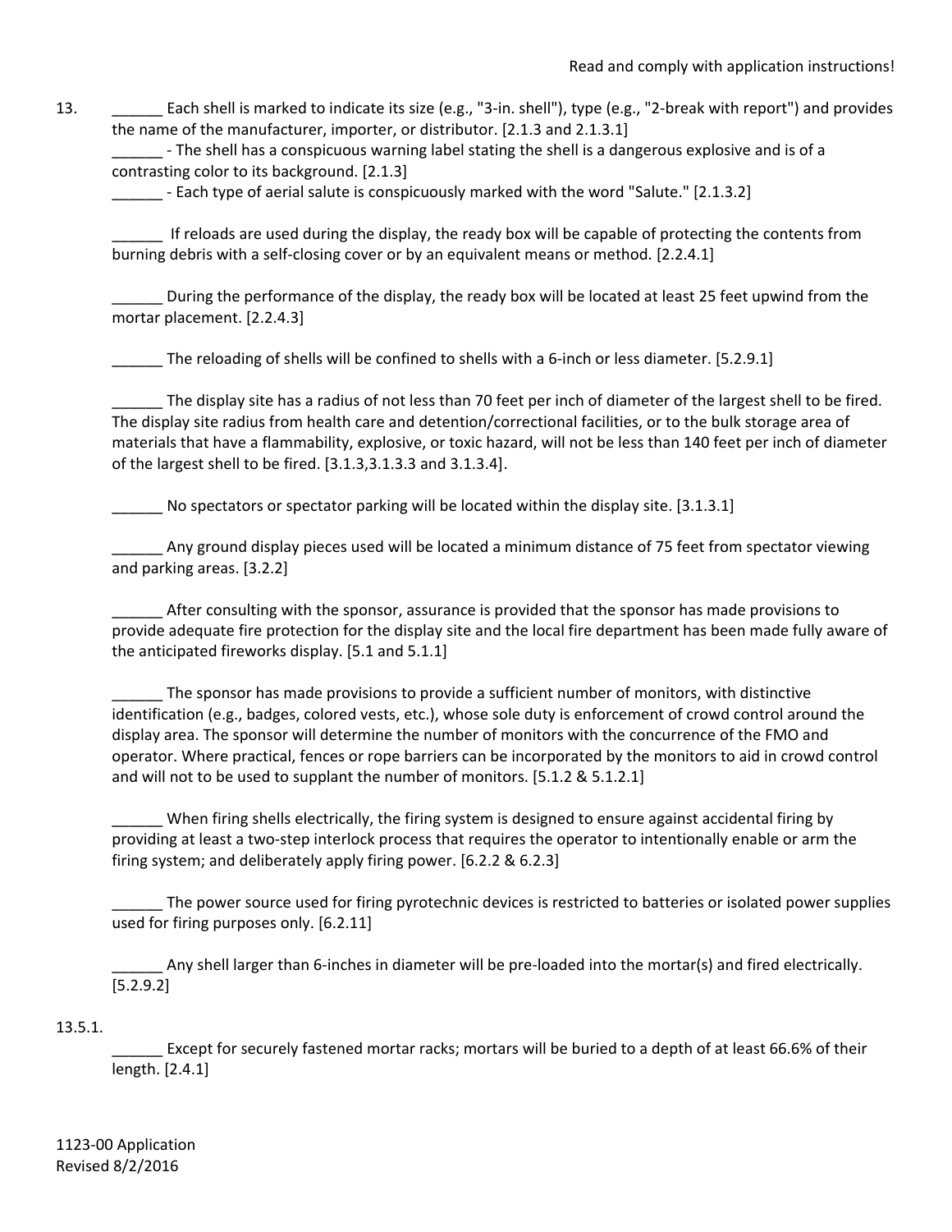13. ______ Each shell is marked to indicate its size (e.g., "3-in. shell"), type (e.g., "2-break with report") and provides the name of the manufacturer, importer, or distributor. [2.1.3 and 2.1.3.1]

______ - The shell has a conspicuous warning label stating the shell is a dangerous explosive and is of a contrasting color to its background. [2.1.3]

______ - Each type of aerial salute is conspicuously marked with the word "Salute." [2.1.3.2]

______ If reloads are used during the display, the ready box will be capable of protecting the contents from burning debris with a self-closing cover or by an equivalent means or method. [2.2.4.1]

______ During the performance of the display, the ready box will be located at least 25 feet upwind from the mortar placement. [2.2.4.3]

______ The reloading of shells will be confined to shells with a 6-inch or less diameter. [5.2.9.1]

______ The display site has a radius of not less than 70 feet per inch of diameter of the largest shell to be fired. The display site radius from health care and detention/correctional facilities, or to the bulk storage area of materials that have a flammability, explosive, or toxic hazard, will not be less than 140 feet per inch of diameter of the largest shell to be fired. [3.1.3,3.1.3.3 and 3.1.3.4].

______ No spectators or spectator parking will be located within the display site. [3.1.3.1]

______ Any ground display pieces used will be located a minimum distance of 75 feet from spectator viewing and parking areas. [3.2.2]

______ After consulting with the sponsor, assurance is provided that the sponsor has made provisions to provide adequate fire protection for the display site and the local fire department has been made fully aware of the anticipated fireworks display. [5.1 and 5.1.1]

______ The sponsor has made provisions to provide a sufficient number of monitors, with distinctive identification (e.g., badges, colored vests, etc.), whose sole duty is enforcement of crowd control around the display area. The sponsor will determine the number of monitors with the concurrence of the FMO and operator. Where practical, fences or rope barriers can be incorporated by the monitors to aid in crowd control and will not to be used to supplant the number of monitors. [5.1.2 & 5.1.2.1]

______ When firing shells electrically, the firing system is designed to ensure against accidental firing by providing at least a two-step interlock process that requires the operator to intentionally enable or arm the firing system; and deliberately apply firing power. [6.2.2 & 6.2.3]

______ The power source used for firing pyrotechnic devices is restricted to batteries or isolated power supplies used for firing purposes only. [6.2.11]

______ Any shell larger than 6-inches in diameter will be pre-loaded into the mortar(s) and fired electrically. [5.2.9.2]

13.5.1.

______ Except for securely fastened mortar racks; mortars will be buried to a depth of at least 66.6% of their length. [2.4.1]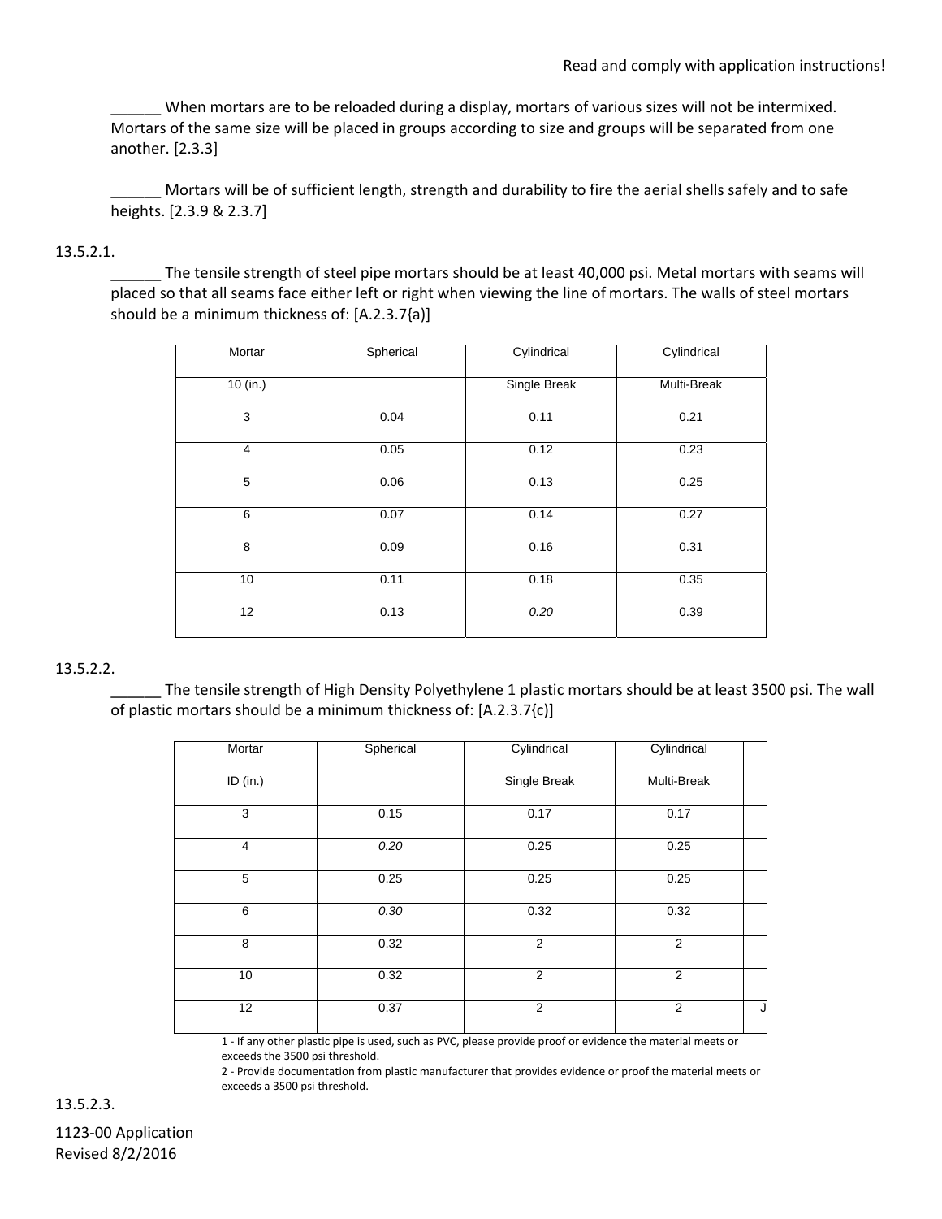______ When mortars are to be reloaded during a display, mortars of various sizes will not be intermixed. Mortars of the same size will be placed in groups according to size and groups will be separated from one another. [2.3.3]

______ Mortars will be of sufficient length, strength and durability to fire the aerial shells safely and to safe heights. [2.3.9 & 2.3.7]

13.5.2.1.

______ The tensile strength of steel pipe mortars should be at least 40,000 psi. Metal mortars with seams will placed so that all seams face either left or right when viewing the line of mortars. The walls of steel mortars should be a minimum thickness of: [A.2.3.7{a)]

| Mortar | Spherical | Cylindrical | Cylindrical |
|---|---|---|---|
| 10 (in.) | | Single Break | Multi-Break |
| 3 | 0.04 | 0.11 | 0.21 |
| 4 | 0.05 | 0.12 | 0.23 |
| 5 | 0.06 | 0.13 | 0.25 |
| 6 | 0.07 | 0.14 | 0.27 |
| 8 | 0.09 | 0.16 | 0.31 |
| 10 | 0.11 | 0.18 | 0.35 |
| 12 | 0.13 | *0.20* | 0.39 |

13.5.2.2.

______ The tensile strength of High Density Polyethylene 1 plastic mortars should be at least 3500 psi. The wall of plastic mortars should be a minimum thickness of: [A.2.3.7{c)]

| Mortar | Spherical | Cylindrical | Cylindrical | |
|---|---|---|---|---|
| ID (in.) | | Single Break | Multi-Break | |
| 3 | 0.15 | 0.17 | 0.17 | |
| 4 | *0.20* | 0.25 | 0.25 | |
| 5 | 0.25 | 0.25 | 0.25 | |
| 6 | *0.30* | 0.32 | 0.32 | |
| 8 | 0.32 | 2 | 2 | |
| 10 | 0.32 | 2 | 2 | |
| 12 | 0.37 | 2 | 2 | J |

1 - If any other plastic pipe is used, such as PVC, please provide proof or evidence the material meets or exceeds the 3500 psi threshold.

2 - Provide documentation from plastic manufacturer that provides evidence or proof the material meets or exceeds a 3500 psi threshold.

13.5.2.3.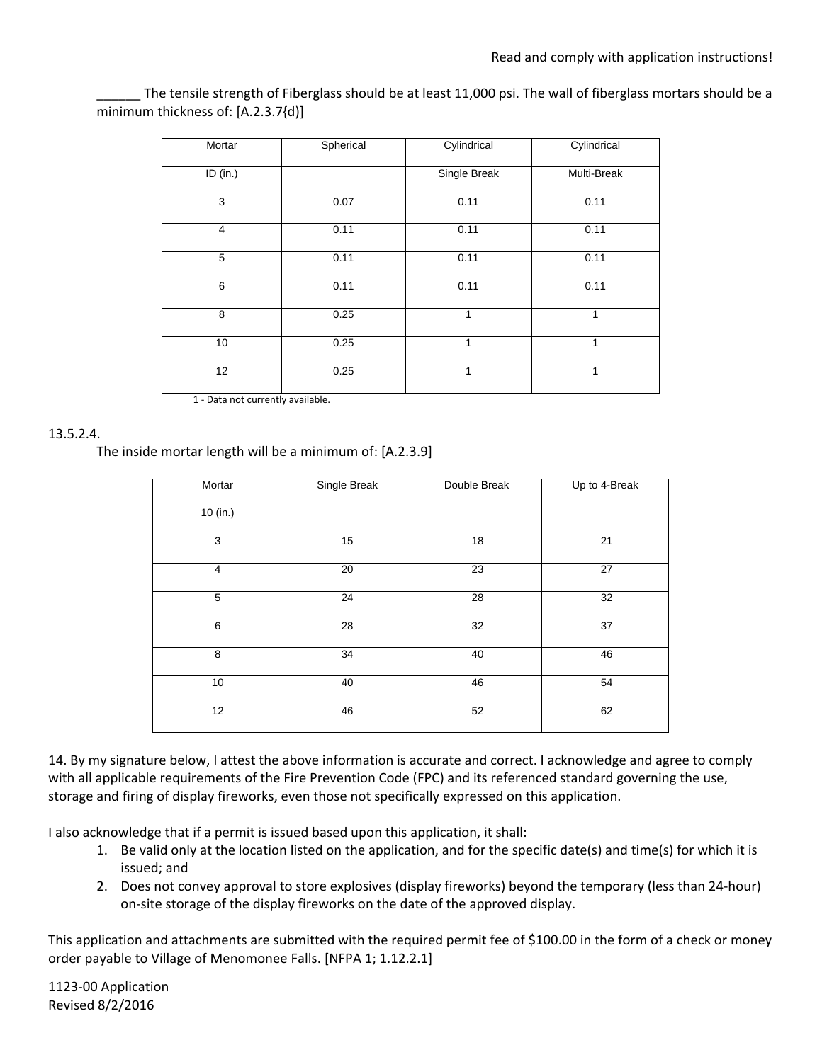______ The tensile strength of Fiberglass should be at least 11,000 psi. The wall of fiberglass mortars should be a minimum thickness of: [A.2.3.7{d)]

| Mortar ID (in.) | Spherical | Cylindrical Single Break | Cylindrical Multi-Break |
|---|---|---|---|
| 3 | 0.07 | 0.11 | 0.11 |
| 4 | 0.11 | 0.11 | 0.11 |
| 5 | 0.11 | 0.11 | 0.11 |
| 6 | 0.11 | 0.11 | 0.11 |
| 8 | 0.25 | 1 | 1 |
| 10 | 0.25 | 1 | 1 |
| 12 | 0.25 | 1 | 1 |

1 - Data not currently available.

13.5.2.4.

The inside mortar length will be a minimum of: [A.2.3.9]

| Mortar 10 (in.) | Single Break | Double Break | Up to 4-Break |
|---|---|---|---|
| 3 | 15 | 18 | 21 |
| 4 | 20 | 23 | 27 |
| 5 | 24 | 28 | 32 |
| 6 | 28 | 32 | 37 |
| 8 | 34 | 40 | 46 |
| 10 | 40 | 46 | 54 |
| 12 | 46 | 52 | 62 |

14. By my signature below, I attest the above information is accurate and correct. I acknowledge and agree to comply with all applicable requirements of the Fire Prevention Code (FPC) and its referenced standard governing the use, storage and firing of display fireworks, even those not specifically expressed on this application.

I also acknowledge that if a permit is issued based upon this application, it shall:

1. Be valid only at the location listed on the application, and for the specific date(s) and time(s) for which it is issued; and
2. Does not convey approval to store explosives (display fireworks) beyond the temporary (less than 24-hour) on-site storage of the display fireworks on the date of the approved display.

This application and attachments are submitted with the required permit fee of $100.00 in the form of a check or money order payable to Village of Menomonee Falls. [NFPA 1; 1.12.2.1]

1123-00 Application
Revised 8/2/2016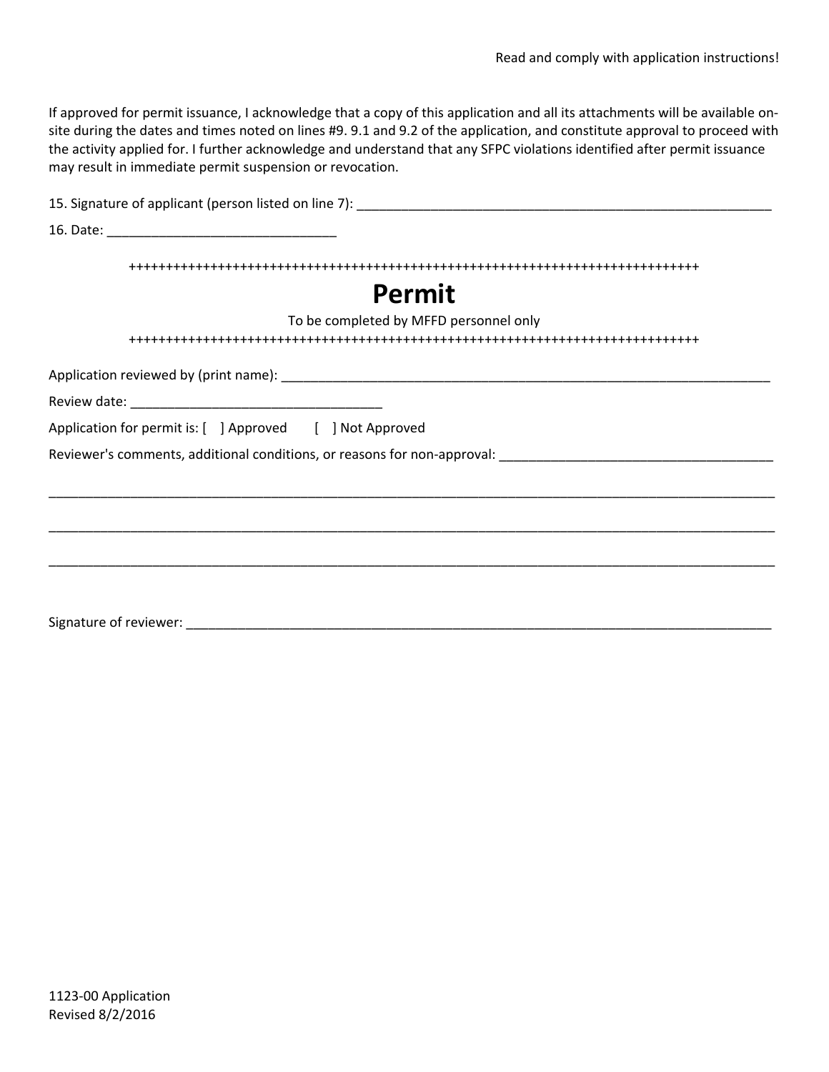Read and comply with application instructions!

If approved for permit issuance, I acknowledge that a copy of this application and all its attachments will be available on-site during the dates and times noted on lines #9. 9.1 and 9.2 of the application, and constitute approval to proceed with the activity applied for. I further acknowledge and understand that any SFPC violations identified after permit issuance may result in immediate permit suspension or revocation.

15. Signature of applicant (person listed on line 7): ___________________________________________________________

16. Date: ______________________________

++++++++++++++++++++++++++++++++++++++++++++++++++++++++++++++++++++++++++++++++

# Permit

To be completed by MFFD personnel only

++++++++++++++++++++++++++++++++++++++++++++++++++++++++++++++++++++++++++++++++

Application reviewed by (print name): _____________________________________________________________________

Review date: __________________________________

Application for permit is: [ ] Approved [ ] Not Approved

Reviewer's comments, additional conditions, or reasons for non-approval: _____________________________________

_____________________________________________________________________________________________________

_____________________________________________________________________________________________________

_____________________________________________________________________________________________________

Signature of reviewer: ___________________________________________________________________________________

1123-00 Application
Revised 8/2/2016